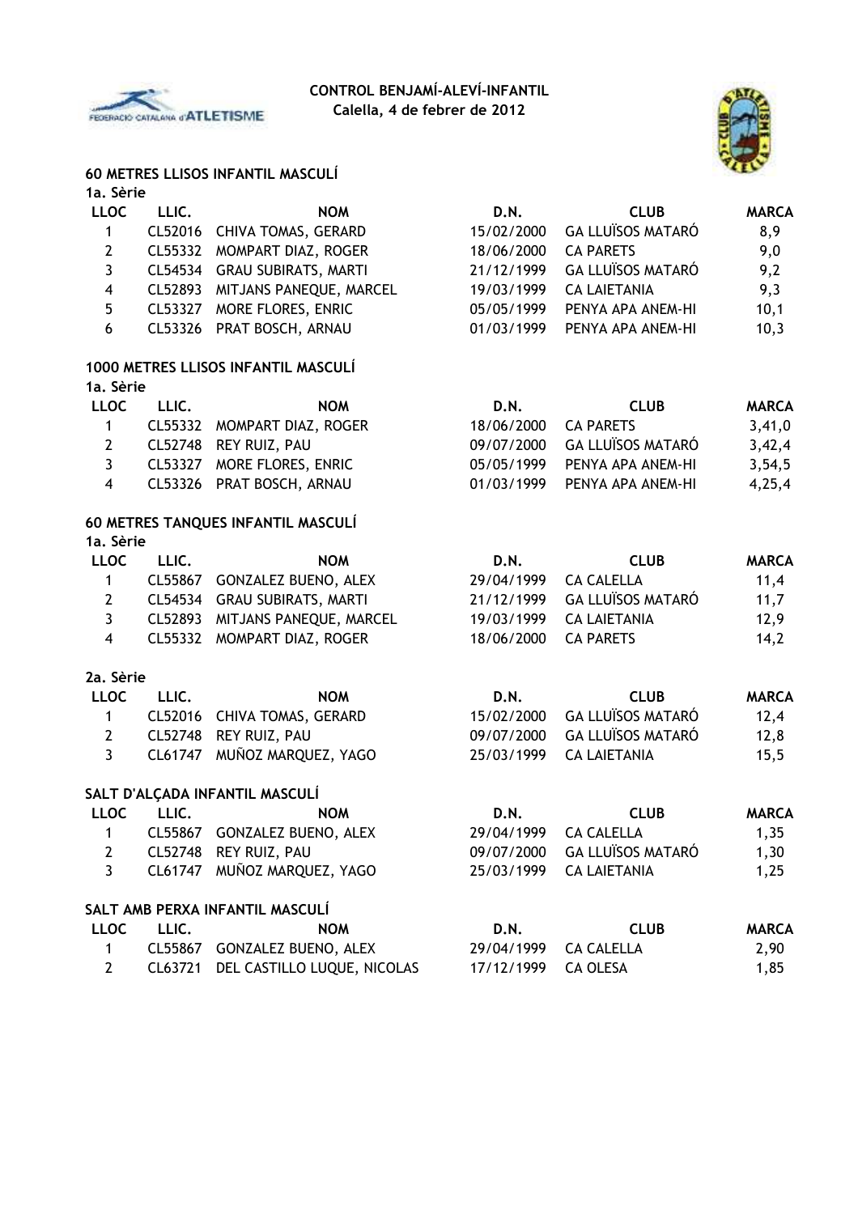**CONTROL BENJAMÍ-ALEVÍ-INFANTIL**
**Calella, 4 de febrer de 2012**

### 60 METRES LLISOS INFANTIL MASCULÍ

**1a. Sèrie**

| LLOC | LLIC. | NOM | D.N. | CLUB | MARCA |
|---|---|---|---|---|---|
| 1 | CL52016 | CHIVA TOMAS, GERARD | 15/02/2000 | GA LLUÏSOS MATARÓ | 8,9 |
| 2 | CL55332 | MOMPART DIAZ, ROGER | 18/06/2000 | CA PARETS | 9,0 |
| 3 | CL54534 | GRAU SUBIRATS, MARTI | 21/12/1999 | GA LLUÏSOS MATARÓ | 9,2 |
| 4 | CL52893 | MITJANS PANEQUE, MARCEL | 19/03/1999 | CA LAIETANIA | 9,3 |
| 5 | CL53327 | MORE FLORES, ENRIC | 05/05/1999 | PENYA APA ANEM-HI | 10,1 |
| 6 | CL53326 | PRAT BOSCH, ARNAU | 01/03/1999 | PENYA APA ANEM-HI | 10,3 |

### 1000 METRES LLISOS INFANTIL MASCULÍ

**1a. Sèrie**

| LLOC | LLIC. | NOM | D.N. | CLUB | MARCA |
|---|---|---|---|---|---|
| 1 | CL55332 | MOMPART DIAZ, ROGER | 18/06/2000 | CA PARETS | 3,41,0 |
| 2 | CL52748 | REY RUIZ, PAU | 09/07/2000 | GA LLUÏSOS MATARÓ | 3,42,4 |
| 3 | CL53327 | MORE FLORES, ENRIC | 05/05/1999 | PENYA APA ANEM-HI | 3,54,5 |
| 4 | CL53326 | PRAT BOSCH, ARNAU | 01/03/1999 | PENYA APA ANEM-HI | 4,25,4 |

### 60 METRES TANQUES INFANTIL MASCULÍ

**1a. Sèrie**

| LLOC | LLIC. | NOM | D.N. | CLUB | MARCA |
|---|---|---|---|---|---|
| 1 | CL55867 | GONZALEZ BUENO, ALEX | 29/04/1999 | CA CALELLA | 11,4 |
| 2 | CL54534 | GRAU SUBIRATS, MARTI | 21/12/1999 | GA LLUÏSOS MATARÓ | 11,7 |
| 3 | CL52893 | MITJANS PANEQUE, MARCEL | 19/03/1999 | CA LAIETANIA | 12,9 |
| 4 | CL55332 | MOMPART DIAZ, ROGER | 18/06/2000 | CA PARETS | 14,2 |

**2a. Sèrie**

| LLOC | LLIC. | NOM | D.N. | CLUB | MARCA |
|---|---|---|---|---|---|
| 1 | CL52016 | CHIVA TOMAS, GERARD | 15/02/2000 | GA LLUÏSOS MATARÓ | 12,4 |
| 2 | CL52748 | REY RUIZ, PAU | 09/07/2000 | GA LLUÏSOS MATARÓ | 12,8 |
| 3 | CL61747 | MUÑOZ MARQUEZ, YAGO | 25/03/1999 | CA LAIETANIA | 15,5 |

### SALT D'ALÇADA INFANTIL MASCULÍ

| LLOC | LLIC. | NOM | D.N. | CLUB | MARCA |
|---|---|---|---|---|---|
| 1 | CL55867 | GONZALEZ BUENO, ALEX | 29/04/1999 | CA CALELLA | 1,35 |
| 2 | CL52748 | REY RUIZ, PAU | 09/07/2000 | GA LLUÏSOS MATARÓ | 1,30 |
| 3 | CL61747 | MUÑOZ MARQUEZ, YAGO | 25/03/1999 | CA LAIETANIA | 1,25 |

### SALT AMB PERXA INFANTIL MASCULÍ

| LLOC | LLIC. | NOM | D.N. | CLUB | MARCA |
|---|---|---|---|---|---|
| 1 | CL55867 | GONZALEZ BUENO, ALEX | 29/04/1999 | CA CALELLA | 2,90 |
| 2 | CL63721 | DEL CASTILLO LUQUE, NICOLAS | 17/12/1999 | CA OLESA | 1,85 |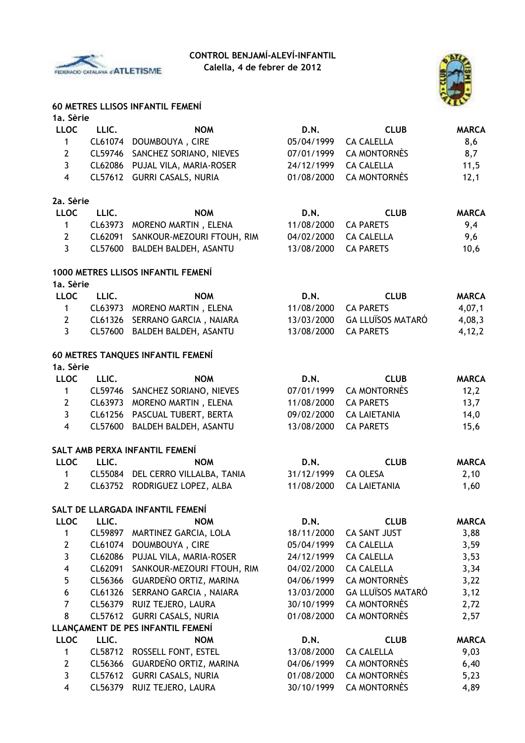**CONTROL BENJAMÍ-ALEVÍ-INFANTIL**
**Calella, 4 de febrer de 2012**

## 60 METRES LLISOS INFANTIL FEMENÍ

### 1a. Sèrie

| LLOC | LLIC. | NOM | D.N. | CLUB | MARCA |
|---|---|---|---|---|---|
| 1 | CL61074 | DOUMBOUYA , CIRE | 05/04/1999 | CA CALELLA | 8,6 |
| 2 | CL59746 | SANCHEZ SORIANO, NIEVES | 07/01/1999 | CA MONTORNÈS | 8,7 |
| 3 | CL62086 | PUJAL VILA, MARIA-ROSER | 24/12/1999 | CA CALELLA | 11,5 |
| 4 | CL57612 | GURRI CASALS, NURIA | 01/08/2000 | CA MONTORNÈS | 12,1 |

### 2a. Sèrie

| LLOC | LLIC. | NOM | D.N. | CLUB | MARCA |
|---|---|---|---|---|---|
| 1 | CL63973 | MORENO MARTIN , ELENA | 11/08/2000 | CA PARETS | 9,4 |
| 2 | CL62091 | SANKOUR-MEZOURI FTOUH, RIM | 04/02/2000 | CA CALELLA | 9,6 |
| 3 | CL57600 | BALDEH BALDEH, ASANTU | 13/08/2000 | CA PARETS | 10,6 |

## 1000 METRES LLISOS INFANTIL FEMENÍ

### 1a. Sèrie

| LLOC | LLIC. | NOM | D.N. | CLUB | MARCA |
|---|---|---|---|---|---|
| 1 | CL63973 | MORENO MARTIN , ELENA | 11/08/2000 | CA PARETS | 4,07,1 |
| 2 | CL61326 | SERRANO GARCIA , NAIARA | 13/03/2000 | GA LLUÏSOS MATARÓ | 4,08,3 |
| 3 | CL57600 | BALDEH BALDEH, ASANTU | 13/08/2000 | CA PARETS | 4,12,2 |

## 60 METRES TANQUES INFANTIL FEMENÍ

### 1a. Sèrie

| LLOC | LLIC. | NOM | D.N. | CLUB | MARCA |
|---|---|---|---|---|---|
| 1 | CL59746 | SANCHEZ SORIANO, NIEVES | 07/01/1999 | CA MONTORNÈS | 12,2 |
| 2 | CL63973 | MORENO MARTIN , ELENA | 11/08/2000 | CA PARETS | 13,7 |
| 3 | CL61256 | PASCUAL TUBERT, BERTA | 09/02/2000 | CA LAIETANIA | 14,0 |
| 4 | CL57600 | BALDEH BALDEH, ASANTU | 13/08/2000 | CA PARETS | 15,6 |

## SALT AMB PERXA INFANTIL FEMENÍ

| LLOC | LLIC. | NOM | D.N. | CLUB | MARCA |
|---|---|---|---|---|---|
| 1 | CL55084 | DEL CERRO VILLALBA, TANIA | 31/12/1999 | CA OLESA | 2,10 |
| 2 | CL63752 | RODRIGUEZ LOPEZ, ALBA | 11/08/2000 | CA LAIETANIA | 1,60 |

## SALT DE LLARGADA INFANTIL FEMENÍ

| LLOC | LLIC. | NOM | D.N. | CLUB | MARCA |
|---|---|---|---|---|---|
| 1 | CL59897 | MARTINEZ GARCIA, LOLA | 18/11/2000 | CA SANT JUST | 3,88 |
| 2 | CL61074 | DOUMBOUYA , CIRE | 05/04/1999 | CA CALELLA | 3,59 |
| 3 | CL62086 | PUJAL VILA, MARIA-ROSER | 24/12/1999 | CA CALELLA | 3,53 |
| 4 | CL62091 | SANKOUR-MEZOURI FTOUH, RIM | 04/02/2000 | CA CALELLA | 3,34 |
| 5 | CL56366 | GUARDEÑO ORTIZ, MARINA | 04/06/1999 | CA MONTORNÈS | 3,22 |
| 6 | CL61326 | SERRANO GARCIA , NAIARA | 13/03/2000 | GA LLUÏSOS MATARÓ | 3,12 |
| 7 | CL56379 | RUIZ TEJERO, LAURA | 30/10/1999 | CA MONTORNÈS | 2,72 |
| 8 | CL57612 | GURRI CASALS, NURIA | 01/08/2000 | CA MONTORNÈS | 2,57 |

## LLANÇAMENT DE PES INFANTIL FEMENÍ

| LLOC | LLIC. | NOM | D.N. | CLUB | MARCA |
|---|---|---|---|---|---|
| 1 | CL58712 | ROSSELL FONT, ESTEL | 13/08/2000 | CA CALELLA | 9,03 |
| 2 | CL56366 | GUARDEÑO ORTIZ, MARINA | 04/06/1999 | CA MONTORNÈS | 6,40 |
| 3 | CL57612 | GURRI CASALS, NURIA | 01/08/2000 | CA MONTORNÈS | 5,23 |
| 4 | CL56379 | RUIZ TEJERO, LAURA | 30/10/1999 | CA MONTORNÈS | 4,89 |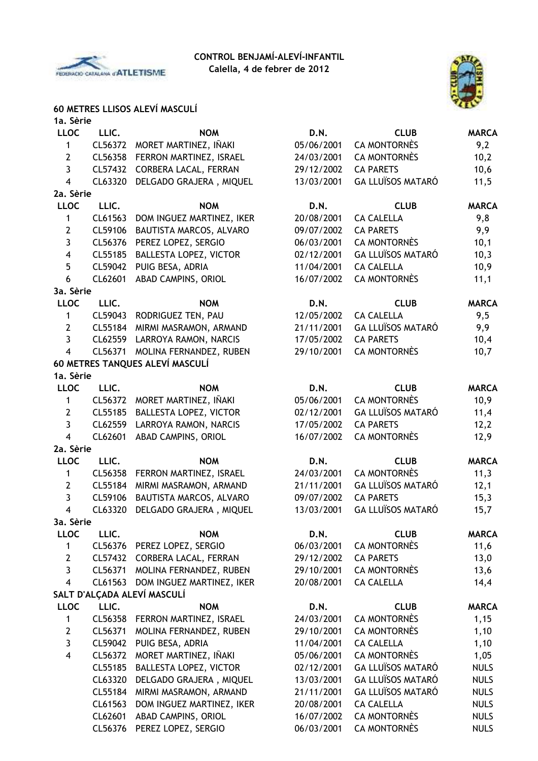**CONTROL BENJAMÍ-ALEVÍ-INFANTIL**
**Calella, 4 de febrer de 2012**

## 60 METRES LLISOS ALEVÍ MASCULÍ

### 1a. Sèrie

| LLOC | LLIC. | NOM | D.N. | CLUB | MARCA |
|---|---|---|---|---|---|
| 1 | CL56372 | MORET MARTINEZ, IÑAKI | 05/06/2001 | CA MONTORNÈS | 9,2 |
| 2 | CL56358 | FERRON MARTINEZ, ISRAEL | 24/03/2001 | CA MONTORNÈS | 10,2 |
| 3 | CL57432 | CORBERA LACAL, FERRAN | 29/12/2002 | CA PARETS | 10,6 |
| 4 | CL63320 | DELGADO GRAJERA , MIQUEL | 13/03/2001 | GA LLUÏSOS MATARÓ | 11,5 |

### 2a. Sèrie

| LLOC | LLIC. | NOM | D.N. | CLUB | MARCA |
|---|---|---|---|---|---|
| 1 | CL61563 | DOM INGUEZ MARTINEZ, IKER | 20/08/2001 | CA CALELLA | 9,8 |
| 2 | CL59106 | BAUTISTA MARCOS, ALVARO | 09/07/2002 | CA PARETS | 9,9 |
| 3 | CL56376 | PEREZ LOPEZ, SERGIO | 06/03/2001 | CA MONTORNÈS | 10,1 |
| 4 | CL55185 | BALLESTA LOPEZ, VICTOR | 02/12/2001 | GA LLUÏSOS MATARÓ | 10,3 |
| 5 | CL59042 | PUIG BESA, ADRIA | 11/04/2001 | CA CALELLA | 10,9 |
| 6 | CL62601 | ABAD CAMPINS, ORIOL | 16/07/2002 | CA MONTORNÈS | 11,1 |

### 3a. Sèrie

| LLOC | LLIC. | NOM | D.N. | CLUB | MARCA |
|---|---|---|---|---|---|
| 1 | CL59043 | RODRIGUEZ TEN, PAU | 12/05/2002 | CA CALELLA | 9,5 |
| 2 | CL55184 | MIRMI MASRAMON, ARMAND | 21/11/2001 | GA LLUÏSOS MATARÓ | 9,9 |
| 3 | CL62559 | LARROYA RAMON, NARCIS | 17/05/2002 | CA PARETS | 10,4 |
| 4 | CL56371 | MOLINA FERNANDEZ, RUBEN | 29/10/2001 | CA MONTORNÈS | 10,7 |

## 60 METRES TANQUES ALEVÍ MASCULÍ

### 1a. Sèrie

| LLOC | LLIC. | NOM | D.N. | CLUB | MARCA |
|---|---|---|---|---|---|
| 1 | CL56372 | MORET MARTINEZ, IÑAKI | 05/06/2001 | CA MONTORNÈS | 10,9 |
| 2 | CL55185 | BALLESTA LOPEZ, VICTOR | 02/12/2001 | GA LLUÏSOS MATARÓ | 11,4 |
| 3 | CL62559 | LARROYA RAMON, NARCIS | 17/05/2002 | CA PARETS | 12,2 |
| 4 | CL62601 | ABAD CAMPINS, ORIOL | 16/07/2002 | CA MONTORNÈS | 12,9 |

### 2a. Sèrie

| LLOC | LLIC. | NOM | D.N. | CLUB | MARCA |
|---|---|---|---|---|---|
| 1 | CL56358 | FERRON MARTINEZ, ISRAEL | 24/03/2001 | CA MONTORNÈS | 11,3 |
| 2 | CL55184 | MIRMI MASRAMON, ARMAND | 21/11/2001 | GA LLUÏSOS MATARÓ | 12,1 |
| 3 | CL59106 | BAUTISTA MARCOS, ALVARO | 09/07/2002 | CA PARETS | 15,3 |
| 4 | CL63320 | DELGADO GRAJERA , MIQUEL | 13/03/2001 | GA LLUÏSOS MATARÓ | 15,7 |

### 3a. Sèrie

| LLOC | LLIC. | NOM | D.N. | CLUB | MARCA |
|---|---|---|---|---|---|
| 1 | CL56376 | PEREZ LOPEZ, SERGIO | 06/03/2001 | CA MONTORNÈS | 11,6 |
| 2 | CL57432 | CORBERA LACAL, FERRAN | 29/12/2002 | CA PARETS | 13,0 |
| 3 | CL56371 | MOLINA FERNANDEZ, RUBEN | 29/10/2001 | CA MONTORNÈS | 13,6 |
| 4 | CL61563 | DOM INGUEZ MARTINEZ, IKER | 20/08/2001 | CA CALELLA | 14,4 |

## SALT D'ALÇADA ALEVÍ MASCULÍ

| LLOC | LLIC. | NOM | D.N. | CLUB | MARCA |
|---|---|---|---|---|---|
| 1 | CL56358 | FERRON MARTINEZ, ISRAEL | 24/03/2001 | CA MONTORNÈS | 1,15 |
| 2 | CL56371 | MOLINA FERNANDEZ, RUBEN | 29/10/2001 | CA MONTORNÈS | 1,10 |
| 3 | CL59042 | PUIG BESA, ADRIA | 11/04/2001 | CA CALELLA | 1,10 |
| 4 | CL56372 | MORET MARTINEZ, IÑAKI | 05/06/2001 | CA MONTORNÈS | 1,05 |
| | CL55185 | BALLESTA LOPEZ, VICTOR | 02/12/2001 | GA LLUÏSOS MATARÓ | NULS |
| | CL63320 | DELGADO GRAJERA , MIQUEL | 13/03/2001 | GA LLUÏSOS MATARÓ | NULS |
| | CL55184 | MIRMI MASRAMON, ARMAND | 21/11/2001 | GA LLUÏSOS MATARÓ | NULS |
| | CL61563 | DOM INGUEZ MARTINEZ, IKER | 20/08/2001 | CA CALELLA | NULS |
| | CL62601 | ABAD CAMPINS, ORIOL | 16/07/2002 | CA MONTORNÈS | NULS |
| | CL56376 | PEREZ LOPEZ, SERGIO | 06/03/2001 | CA MONTORNÈS | NULS |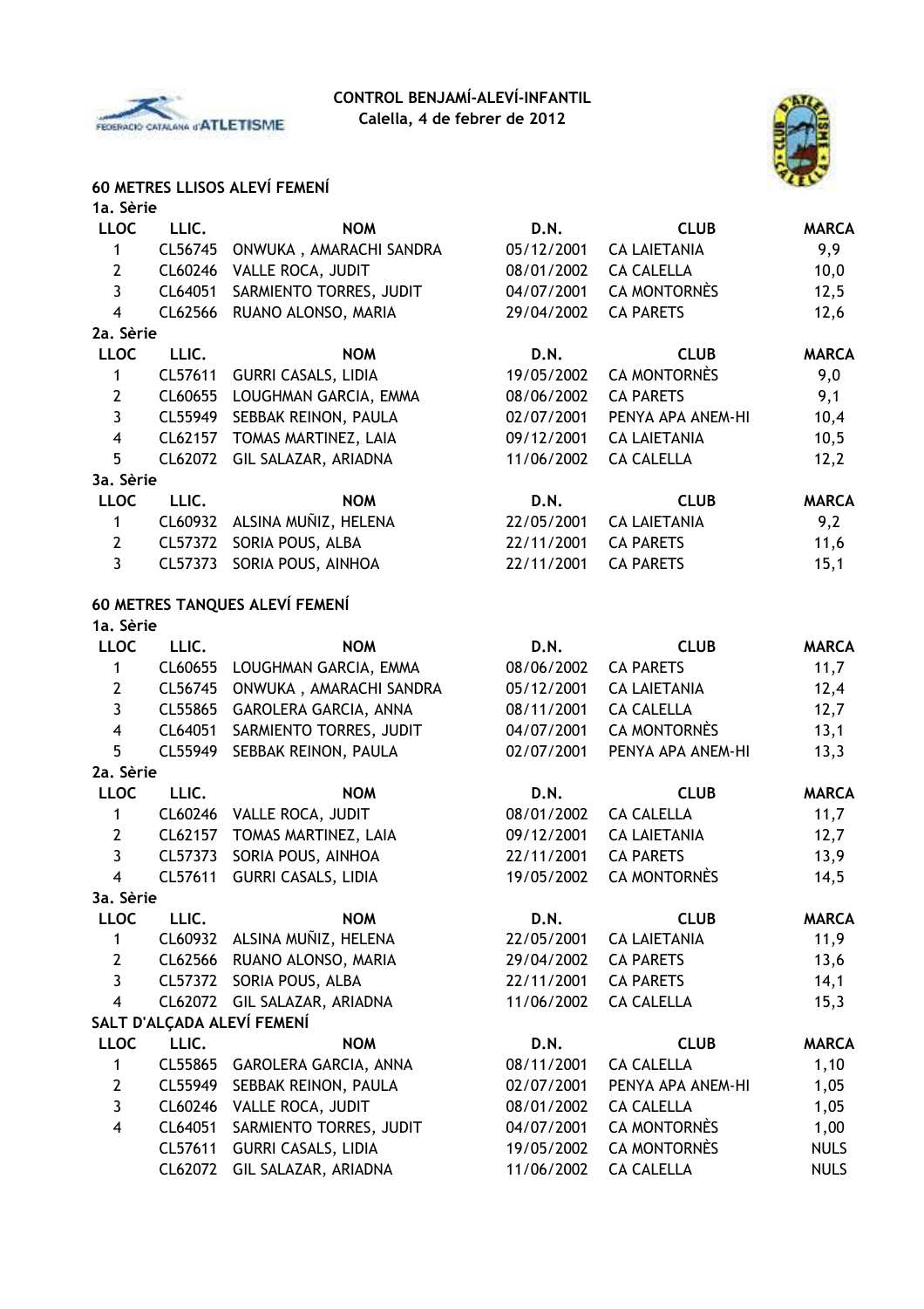**CONTROL BENJAMÍ-ALEVÍ-INFANTIL**
**Calella, 4 de febrer de 2012**

## 60 METRES LLISOS ALEVÍ FEMENÍ

**1a. Sèrie**

| LLOC | LLIC. | NOM | D.N. | CLUB | MARCA |
|---|---|---|---|---|---|
| 1 | CL56745 | ONWUKA , AMARACHI SANDRA | 05/12/2001 | CA LAIETANIA | 9,9 |
| 2 | CL60246 | VALLE ROCA, JUDIT | 08/01/2002 | CA CALELLA | 10,0 |
| 3 | CL64051 | SARMIENTO TORRES, JUDIT | 04/07/2001 | CA MONTORNÈS | 12,5 |
| 4 | CL62566 | RUANO ALONSO, MARIA | 29/04/2002 | CA PARETS | 12,6 |

**2a. Sèrie**

| LLOC | LLIC. | NOM | D.N. | CLUB | MARCA |
|---|---|---|---|---|---|
| 1 | CL57611 | GURRI CASALS, LIDIA | 19/05/2002 | CA MONTORNÈS | 9,0 |
| 2 | CL60655 | LOUGHMAN GARCIA, EMMA | 08/06/2002 | CA PARETS | 9,1 |
| 3 | CL55949 | SEBBAK REINON, PAULA | 02/07/2001 | PENYA APA ANEM-HI | 10,4 |
| 4 | CL62157 | TOMAS MARTINEZ, LAIA | 09/12/2001 | CA LAIETANIA | 10,5 |
| 5 | CL62072 | GIL SALAZAR, ARIADNA | 11/06/2002 | CA CALELLA | 12,2 |

**3a. Sèrie**

| LLOC | LLIC. | NOM | D.N. | CLUB | MARCA |
|---|---|---|---|---|---|
| 1 | CL60932 | ALSINA MUÑIZ, HELENA | 22/05/2001 | CA LAIETANIA | 9,2 |
| 2 | CL57372 | SORIA POUS, ALBA | 22/11/2001 | CA PARETS | 11,6 |
| 3 | CL57373 | SORIA POUS, AINHOA | 22/11/2001 | CA PARETS | 15,1 |

## 60 METRES TANQUES ALEVÍ FEMENÍ

**1a. Sèrie**

| LLOC | LLIC. | NOM | D.N. | CLUB | MARCA |
|---|---|---|---|---|---|
| 1 | CL60655 | LOUGHMAN GARCIA, EMMA | 08/06/2002 | CA PARETS | 11,7 |
| 2 | CL56745 | ONWUKA , AMARACHI SANDRA | 05/12/2001 | CA LAIETANIA | 12,4 |
| 3 | CL55865 | GAROLERA GARCIA, ANNA | 08/11/2001 | CA CALELLA | 12,7 |
| 4 | CL64051 | SARMIENTO TORRES, JUDIT | 04/07/2001 | CA MONTORNÈS | 13,1 |
| 5 | CL55949 | SEBBAK REINON, PAULA | 02/07/2001 | PENYA APA ANEM-HI | 13,3 |

**2a. Sèrie**

| LLOC | LLIC. | NOM | D.N. | CLUB | MARCA |
|---|---|---|---|---|---|
| 1 | CL60246 | VALLE ROCA, JUDIT | 08/01/2002 | CA CALELLA | 11,7 |
| 2 | CL62157 | TOMAS MARTINEZ, LAIA | 09/12/2001 | CA LAIETANIA | 12,7 |
| 3 | CL57373 | SORIA POUS, AINHOA | 22/11/2001 | CA PARETS | 13,9 |
| 4 | CL57611 | GURRI CASALS, LIDIA | 19/05/2002 | CA MONTORNÈS | 14,5 |

**3a. Sèrie**

| LLOC | LLIC. | NOM | D.N. | CLUB | MARCA |
|---|---|---|---|---|---|
| 1 | CL60932 | ALSINA MUÑIZ, HELENA | 22/05/2001 | CA LAIETANIA | 11,9 |
| 2 | CL62566 | RUANO ALONSO, MARIA | 29/04/2002 | CA PARETS | 13,6 |
| 3 | CL57372 | SORIA POUS, ALBA | 22/11/2001 | CA PARETS | 14,1 |
| 4 | CL62072 | GIL SALAZAR, ARIADNA | 11/06/2002 | CA CALELLA | 15,3 |

## SALT D'ALÇADA ALEVÍ FEMENÍ

| LLOC | LLIC. | NOM | D.N. | CLUB | MARCA |
|---|---|---|---|---|---|
| 1 | CL55865 | GAROLERA GARCIA, ANNA | 08/11/2001 | CA CALELLA | 1,10 |
| 2 | CL55949 | SEBBAK REINON, PAULA | 02/07/2001 | PENYA APA ANEM-HI | 1,05 |
| 3 | CL60246 | VALLE ROCA, JUDIT | 08/01/2002 | CA CALELLA | 1,05 |
| 4 | CL64051 | SARMIENTO TORRES, JUDIT | 04/07/2001 | CA MONTORNÈS | 1,00 |
| | CL57611 | GURRI CASALS, LIDIA | 19/05/2002 | CA MONTORNÈS | NULS |
| | CL62072 | GIL SALAZAR, ARIADNA | 11/06/2002 | CA CALELLA | NULS |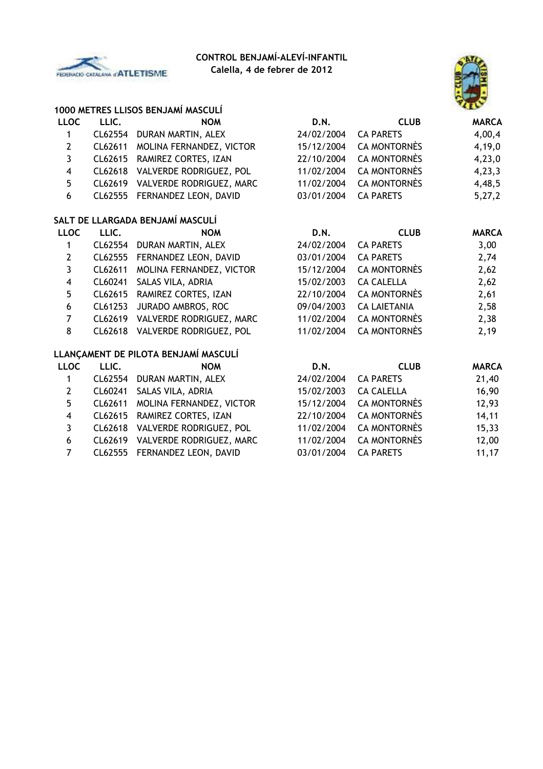**CONTROL BENJAMÍ-ALEVÍ-INFANTIL**
**Calella, 4 de febrer de 2012**

### 1000 METRES LLISOS BENJAMÍ MASCULÍ

| LLOC | LLIC. | NOM | D.N. | CLUB | MARCA |
|---|---|---|---|---|---|
| 1 | CL62554 | DURAN MARTIN, ALEX | 24/02/2004 | CA PARETS | 4,00,4 |
| 2 | CL62611 | MOLINA FERNANDEZ, VICTOR | 15/12/2004 | CA MONTORNÈS | 4,19,0 |
| 3 | CL62615 | RAMIREZ CORTES, IZAN | 22/10/2004 | CA MONTORNÈS | 4,23,0 |
| 4 | CL62618 | VALVERDE RODRIGUEZ, POL | 11/02/2004 | CA MONTORNÈS | 4,23,3 |
| 5 | CL62619 | VALVERDE RODRIGUEZ, MARC | 11/02/2004 | CA MONTORNÈS | 4,48,5 |
| 6 | CL62555 | FERNANDEZ LEON, DAVID | 03/01/2004 | CA PARETS | 5,27,2 |

### SALT DE LLARGADA BENJAMÍ MASCULÍ

| LLOC | LLIC. | NOM | D.N. | CLUB | MARCA |
|---|---|---|---|---|---|
| 1 | CL62554 | DURAN MARTIN, ALEX | 24/02/2004 | CA PARETS | 3,00 |
| 2 | CL62555 | FERNANDEZ LEON, DAVID | 03/01/2004 | CA PARETS | 2,74 |
| 3 | CL62611 | MOLINA FERNANDEZ, VICTOR | 15/12/2004 | CA MONTORNÈS | 2,62 |
| 4 | CL60241 | SALAS VILA, ADRIA | 15/02/2003 | CA CALELLA | 2,62 |
| 5 | CL62615 | RAMIREZ CORTES, IZAN | 22/10/2004 | CA MONTORNÈS | 2,61 |
| 6 | CL61253 | JURADO AMBROS, ROC | 09/04/2003 | CA LAIETANIA | 2,58 |
| 7 | CL62619 | VALVERDE RODRIGUEZ, MARC | 11/02/2004 | CA MONTORNÈS | 2,38 |
| 8 | CL62618 | VALVERDE RODRIGUEZ, POL | 11/02/2004 | CA MONTORNÈS | 2,19 |

### LLANÇAMENT DE PILOTA BENJAMÍ MASCULÍ

| LLOC | LLIC. | NOM | D.N. | CLUB | MARCA |
|---|---|---|---|---|---|
| 1 | CL62554 | DURAN MARTIN, ALEX | 24/02/2004 | CA PARETS | 21,40 |
| 2 | CL60241 | SALAS VILA, ADRIA | 15/02/2003 | CA CALELLA | 16,90 |
| 5 | CL62611 | MOLINA FERNANDEZ, VICTOR | 15/12/2004 | CA MONTORNÈS | 12,93 |
| 4 | CL62615 | RAMIREZ CORTES, IZAN | 22/10/2004 | CA MONTORNÈS | 14,11 |
| 3 | CL62618 | VALVERDE RODRIGUEZ, POL | 11/02/2004 | CA MONTORNÈS | 15,33 |
| 6 | CL62619 | VALVERDE RODRIGUEZ, MARC | 11/02/2004 | CA MONTORNÈS | 12,00 |
| 7 | CL62555 | FERNANDEZ LEON, DAVID | 03/01/2004 | CA PARETS | 11,17 |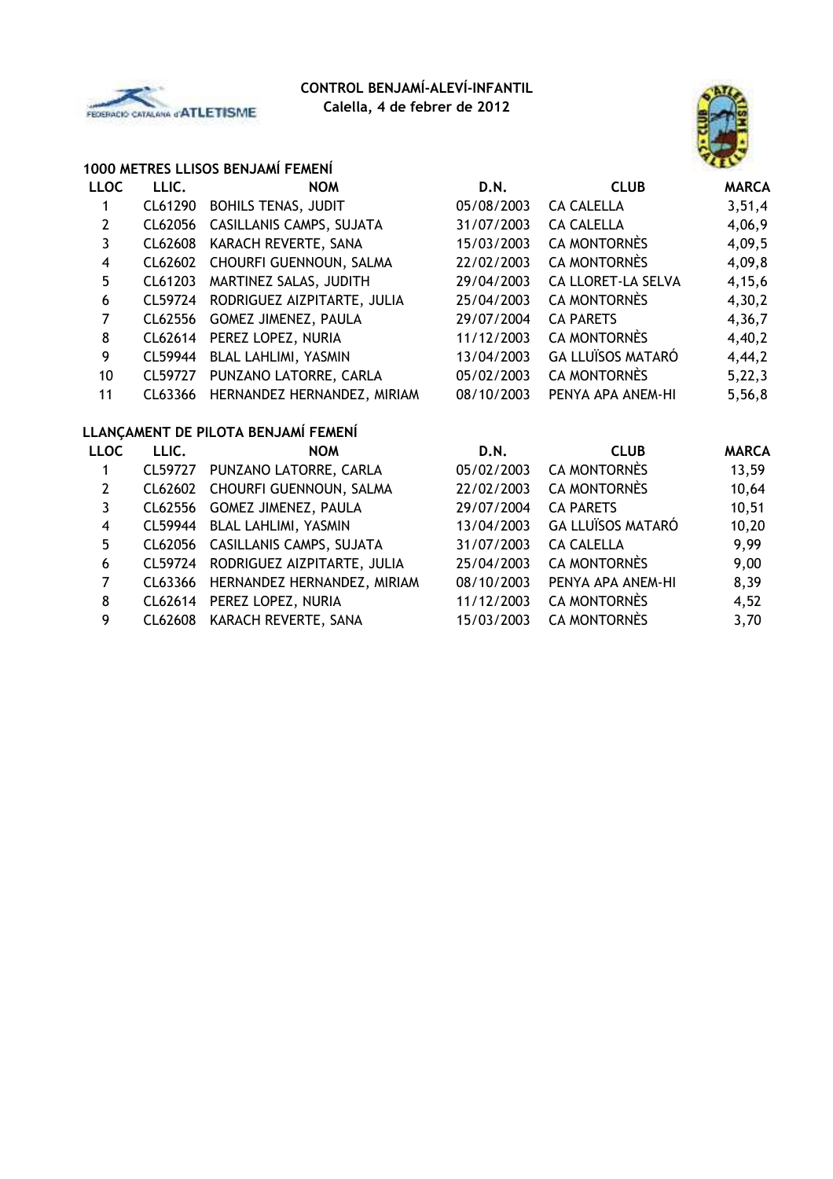**CONTROL BENJAMÍ-ALEVÍ-INFANTIL**
**Calella, 4 de febrer de 2012**

### 1000 METRES LLISOS BENJAMÍ FEMENÍ

| LLOC | LLIC. | NOM | D.N. | CLUB | MARCA |
|---|---|---|---|---|---|
| 1 | CL61290 | BOHILS TENAS, JUDIT | 05/08/2003 | CA CALELLA | 3,51,4 |
| 2 | CL62056 | CASILLANIS CAMPS, SUJATA | 31/07/2003 | CA CALELLA | 4,06,9 |
| 3 | CL62608 | KARACH REVERTE, SANA | 15/03/2003 | CA MONTORNÈS | 4,09,5 |
| 4 | CL62602 | CHOURFI GUENNOUN, SALMA | 22/02/2003 | CA MONTORNÈS | 4,09,8 |
| 5 | CL61203 | MARTINEZ SALAS, JUDITH | 29/04/2003 | CA LLORET-LA SELVA | 4,15,6 |
| 6 | CL59724 | RODRIGUEZ AIZPITARTE, JULIA | 25/04/2003 | CA MONTORNÈS | 4,30,2 |
| 7 | CL62556 | GOMEZ JIMENEZ, PAULA | 29/07/2004 | CA PARETS | 4,36,7 |
| 8 | CL62614 | PEREZ LOPEZ, NURIA | 11/12/2003 | CA MONTORNÈS | 4,40,2 |
| 9 | CL59944 | BLAL LAHLIMI, YASMIN | 13/04/2003 | GA LLUÏSOS MATARÓ | 4,44,2 |
| 10 | CL59727 | PUNZANO LATORRE, CARLA | 05/02/2003 | CA MONTORNÈS | 5,22,3 |
| 11 | CL63366 | HERNANDEZ HERNANDEZ, MIRIAM | 08/10/2003 | PENYA APA ANEM-HI | 5,56,8 |

### LLANÇAMENT DE PILOTA BENJAMÍ FEMENÍ

| LLOC | LLIC. | NOM | D.N. | CLUB | MARCA |
|---|---|---|---|---|---|
| 1 | CL59727 | PUNZANO LATORRE, CARLA | 05/02/2003 | CA MONTORNÈS | 13,59 |
| 2 | CL62602 | CHOURFI GUENNOUN, SALMA | 22/02/2003 | CA MONTORNÈS | 10,64 |
| 3 | CL62556 | GOMEZ JIMENEZ, PAULA | 29/07/2004 | CA PARETS | 10,51 |
| 4 | CL59944 | BLAL LAHLIMI, YASMIN | 13/04/2003 | GA LLUÏSOS MATARÓ | 10,20 |
| 5 | CL62056 | CASILLANIS CAMPS, SUJATA | 31/07/2003 | CA CALELLA | 9,99 |
| 6 | CL59724 | RODRIGUEZ AIZPITARTE, JULIA | 25/04/2003 | CA MONTORNÈS | 9,00 |
| 7 | CL63366 | HERNANDEZ HERNANDEZ, MIRIAM | 08/10/2003 | PENYA APA ANEM-HI | 8,39 |
| 8 | CL62614 | PEREZ LOPEZ, NURIA | 11/12/2003 | CA MONTORNÈS | 4,52 |
| 9 | CL62608 | KARACH REVERTE, SANA | 15/03/2003 | CA MONTORNÈS | 3,70 |